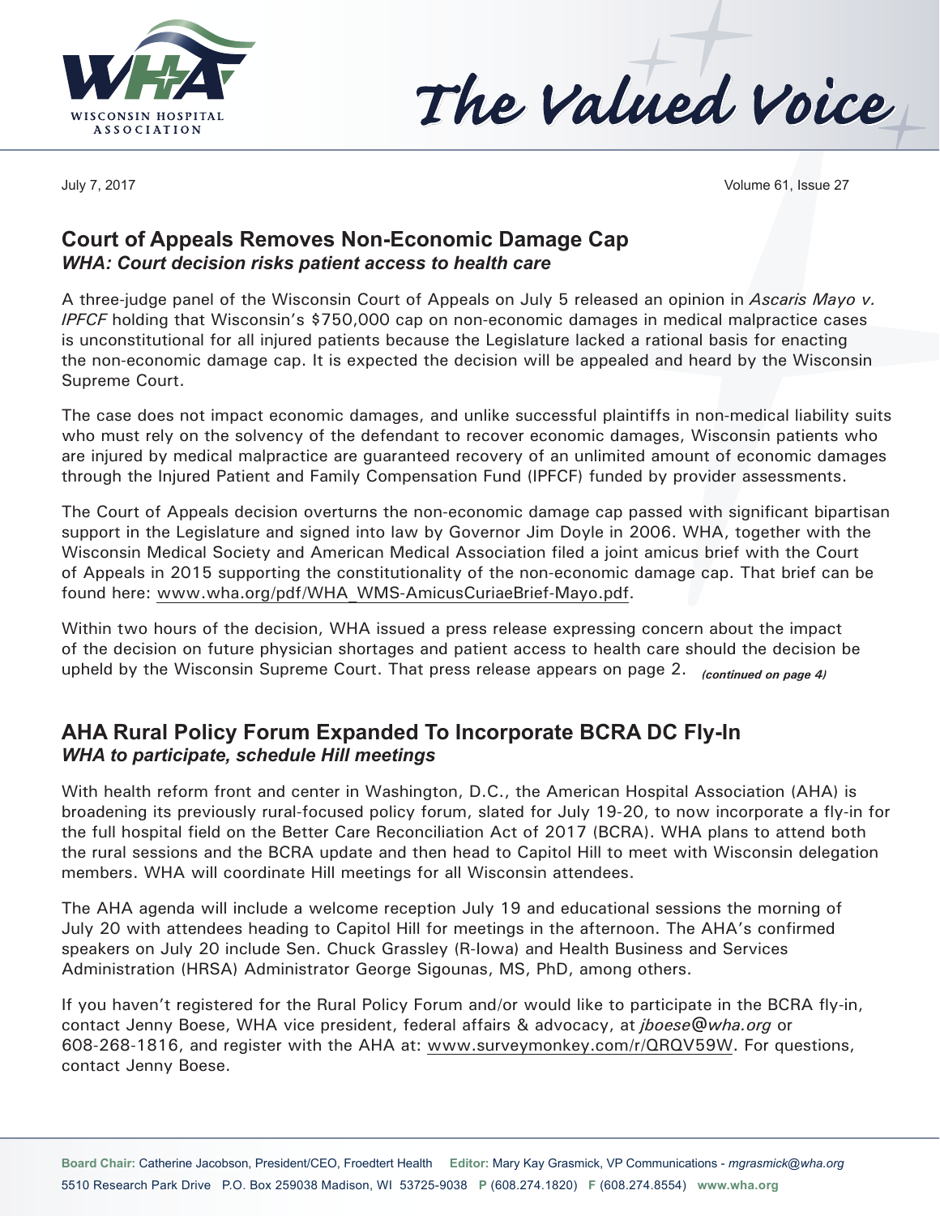# The Valued Voice

July 7, 2017

## Court of Appeals Removes Non-Economic Damage Cap

***WHA: Court decision risks patient access to health care***

A three-judge panel of the Wisconsin Court of Appeals on July 5 released an opinion in *Ascaris Mayo v. IPFCF* holding that Wisconsin's $750,000 cap on non-economic damages in medical malpractice cases is unconstitutional for all injured patients because the Legislature lacked a rational basis for enacting the non-economic damage cap. It is expected the decision will be appealed and heard by the Wisconsin Supreme Court.

The case does not impact economic damages, and unlike successful plaintiffs in non-medical liability suits who must rely on the solvency of the defendant to recover economic damages, Wisconsin patients who are injured by medical malpractice are guaranteed recovery of an unlimited amount of economic damages through the Injured Patient and Family Compensation Fund (IPFCF) funded by provider assessments.

The Court of Appeals decision overturns the non-economic damage cap passed with significant bipartisan support in the Legislature and signed into law by Governor Jim Doyle in 2006. WHA, together with the Wisconsin Medical Society and American Medical Association filed a joint amicus brief with the Court of Appeals in 2015 supporting the constitutionality of the non-economic damage cap. That brief can be found here: www.wha.org/pdf/WHA_WMS-AmicusCuriaeBrief-Mayo.pdf.

Within two hours of the decision, WHA issued a press release expressing concern about the impact of the decision on future physician shortages and patient access to health care should the decision be upheld by the Wisconsin Supreme Court. That press release appears on page 2. ***(continued on page 4)***

## AHA Rural Policy Forum Expanded To Incorporate BCRA DC Fly-In

***WHA to participate, schedule Hill meetings***

With health reform front and center in Washington, D.C., the American Hospital Association (AHA) is broadening its previously rural-focused policy forum, slated for July 19-20, to now incorporate a fly-in for the full hospital field on the Better Care Reconciliation Act of 2017 (BCRA). WHA plans to attend both the rural sessions and the BCRA update and then head to Capitol Hill to meet with Wisconsin delegation members. WHA will coordinate Hill meetings for all Wisconsin attendees.

The AHA agenda will include a welcome reception July 19 and educational sessions the morning of July 20 with attendees heading to Capitol Hill for meetings in the afternoon. The AHA's confirmed speakers on July 20 include Sen. Chuck Grassley (R-Iowa) and Health Business and Services Administration (HRSA) Administrator George Sigounas, MS, PhD, among others.

If you haven't registered for the Rural Policy Forum and/or would like to participate in the BCRA fly-in, contact Jenny Boese, WHA vice president, federal affairs & advocacy, at *jboese@wha.org* or 608-268-1816, and register with the AHA at: www.surveymonkey.com/r/QRQV59W. For questions, contact Jenny Boese.

**Board Chair:** Catherine Jacobson, President/CEO, Froedtert Health **Editor:** Mary Kay Grasmick, VP Communications - *mgrasmick@wha.org*
5510 Research Park Drive P.O. Box 259038 Madison, WI 53725-9038 **P** (608.274.1820) **F** (608.274.8554) **www.wha.org**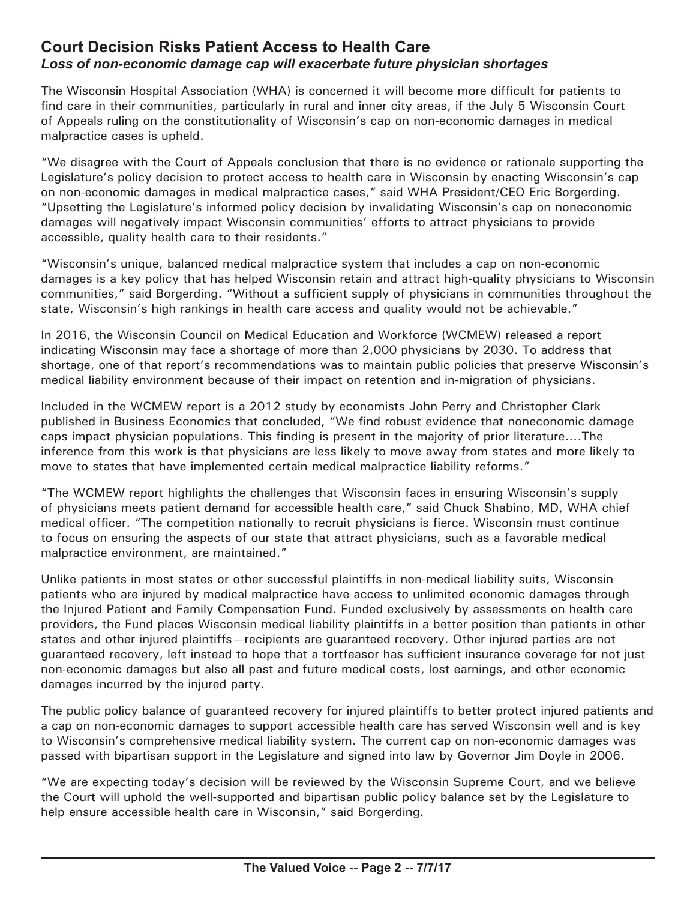## Court Decision Risks Patient Access to Health Care

### *Loss of non-economic damage cap will exacerbate future physician shortages*

The Wisconsin Hospital Association (WHA) is concerned it will become more difficult for patients to find care in their communities, particularly in rural and inner city areas, if the July 5 Wisconsin Court of Appeals ruling on the constitutionality of Wisconsin's cap on non-economic damages in medical malpractice cases is upheld.

"We disagree with the Court of Appeals conclusion that there is no evidence or rationale supporting the Legislature's policy decision to protect access to health care in Wisconsin by enacting Wisconsin's cap on non-economic damages in medical malpractice cases," said WHA President/CEO Eric Borgerding. "Upsetting the Legislature's informed policy decision by invalidating Wisconsin's cap on noneconomic damages will negatively impact Wisconsin communities' efforts to attract physicians to provide accessible, quality health care to their residents."

"Wisconsin's unique, balanced medical malpractice system that includes a cap on non-economic damages is a key policy that has helped Wisconsin retain and attract high-quality physicians to Wisconsin communities," said Borgerding. "Without a sufficient supply of physicians in communities throughout the state, Wisconsin's high rankings in health care access and quality would not be achievable."

In 2016, the Wisconsin Council on Medical Education and Workforce (WCMEW) released a report indicating Wisconsin may face a shortage of more than 2,000 physicians by 2030. To address that shortage, one of that report's recommendations was to maintain public policies that preserve Wisconsin's medical liability environment because of their impact on retention and in-migration of physicians.

Included in the WCMEW report is a 2012 study by economists John Perry and Christopher Clark published in Business Economics that concluded, "We find robust evidence that noneconomic damage caps impact physician populations. This finding is present in the majority of prior literature....The inference from this work is that physicians are less likely to move away from states and more likely to move to states that have implemented certain medical malpractice liability reforms."

"The WCMEW report highlights the challenges that Wisconsin faces in ensuring Wisconsin's supply of physicians meets patient demand for accessible health care," said Chuck Shabino, MD, WHA chief medical officer. "The competition nationally to recruit physicians is fierce. Wisconsin must continue to focus on ensuring the aspects of our state that attract physicians, such as a favorable medical malpractice environment, are maintained."

Unlike patients in most states or other successful plaintiffs in non-medical liability suits, Wisconsin patients who are injured by medical malpractice have access to unlimited economic damages through the Injured Patient and Family Compensation Fund. Funded exclusively by assessments on health care providers, the Fund places Wisconsin medical liability plaintiffs in a better position than patients in other states and other injured plaintiffs—recipients are guaranteed recovery. Other injured parties are not guaranteed recovery, left instead to hope that a tortfeasor has sufficient insurance coverage for not just non-economic damages but also all past and future medical costs, lost earnings, and other economic damages incurred by the injured party.

The public policy balance of guaranteed recovery for injured plaintiffs to better protect injured patients and a cap on non-economic damages to support accessible health care has served Wisconsin well and is key to Wisconsin's comprehensive medical liability system. The current cap on non-economic damages was passed with bipartisan support in the Legislature and signed into law by Governor Jim Doyle in 2006.

"We are expecting today's decision will be reviewed by the Wisconsin Supreme Court, and we believe the Court will uphold the well-supported and bipartisan public policy balance set by the Legislature to help ensure accessible health care in Wisconsin," said Borgerding.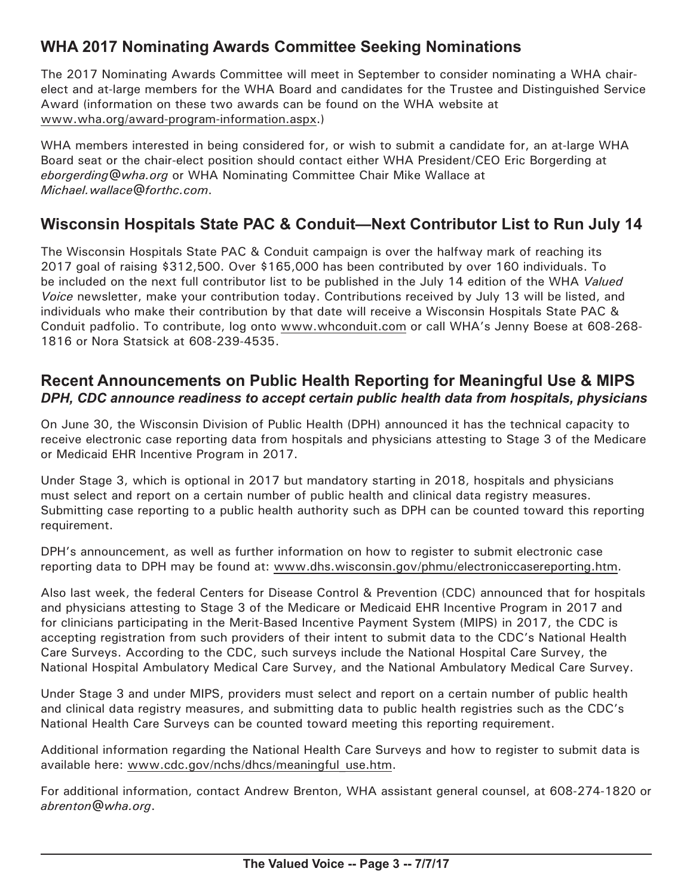## WHA 2017 Nominating Awards Committee Seeking Nominations

The 2017 Nominating Awards Committee will meet in September to consider nominating a WHA chair-elect and at-large members for the WHA Board and candidates for the Trustee and Distinguished Service Award (information on these two awards can be found on the WHA website at www.wha.org/award-program-information.aspx.)

WHA members interested in being considered for, or wish to submit a candidate for, an at-large WHA Board seat or the chair-elect position should contact either WHA President/CEO Eric Borgerding at *eborgerding@wha.org* or WHA Nominating Committee Chair Mike Wallace at *Michael.wallace@forthc.com*.

## Wisconsin Hospitals State PAC & Conduit—Next Contributor List to Run July 14

The Wisconsin Hospitals State PAC & Conduit campaign is over the halfway mark of reaching its 2017 goal of raising $312,500. Over $165,000 has been contributed by over 160 individuals. To be included on the next full contributor list to be published in the July 14 edition of the WHA *Valued Voice* newsletter, make your contribution today. Contributions received by July 13 will be listed, and individuals who make their contribution by that date will receive a Wisconsin Hospitals State PAC & Conduit padfolio. To contribute, log onto www.whconduit.com or call WHA's Jenny Boese at 608-268-1816 or Nora Statsick at 608-239-4535.

## Recent Announcements on Public Health Reporting for Meaningful Use & MIPS

***DPH, CDC announce readiness to accept certain public health data from hospitals, physicians***

On June 30, the Wisconsin Division of Public Health (DPH) announced it has the technical capacity to receive electronic case reporting data from hospitals and physicians attesting to Stage 3 of the Medicare or Medicaid EHR Incentive Program in 2017.

Under Stage 3, which is optional in 2017 but mandatory starting in 2018, hospitals and physicians must select and report on a certain number of public health and clinical data registry measures. Submitting case reporting to a public health authority such as DPH can be counted toward this reporting requirement.

DPH's announcement, as well as further information on how to register to submit electronic case reporting data to DPH may be found at: www.dhs.wisconsin.gov/phmu/electroniccasereporting.htm.

Also last week, the federal Centers for Disease Control & Prevention (CDC) announced that for hospitals and physicians attesting to Stage 3 of the Medicare or Medicaid EHR Incentive Program in 2017 and for clinicians participating in the Merit-Based Incentive Payment System (MIPS) in 2017, the CDC is accepting registration from such providers of their intent to submit data to the CDC's National Health Care Surveys. According to the CDC, such surveys include the National Hospital Care Survey, the National Hospital Ambulatory Medical Care Survey, and the National Ambulatory Medical Care Survey.

Under Stage 3 and under MIPS, providers must select and report on a certain number of public health and clinical data registry measures, and submitting data to public health registries such as the CDC's National Health Care Surveys can be counted toward meeting this reporting requirement.

Additional information regarding the National Health Care Surveys and how to register to submit data is available here: www.cdc.gov/nchs/dhcs/meaningful_use.htm.

For additional information, contact Andrew Brenton, WHA assistant general counsel, at 608-274-1820 or *abrenton@wha.org*.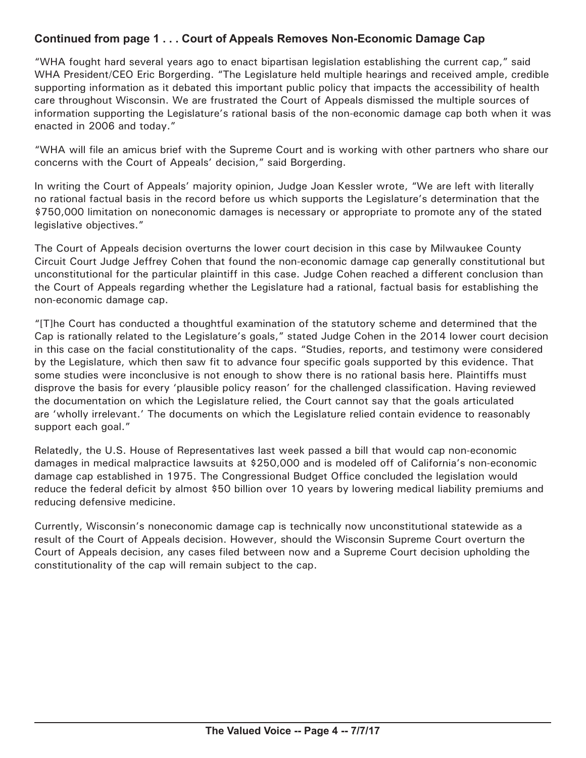**Continued from page 1 . . . Court of Appeals Removes Non-Economic Damage Cap**

"WHA fought hard several years ago to enact bipartisan legislation establishing the current cap," said WHA President/CEO Eric Borgerding. "The Legislature held multiple hearings and received ample, credible supporting information as it debated this important public policy that impacts the accessibility of health care throughout Wisconsin. We are frustrated the Court of Appeals dismissed the multiple sources of information supporting the Legislature's rational basis of the non-economic damage cap both when it was enacted in 2006 and today."

"WHA will file an amicus brief with the Supreme Court and is working with other partners who share our concerns with the Court of Appeals' decision," said Borgerding.

In writing the Court of Appeals' majority opinion, Judge Joan Kessler wrote, "We are left with literally no rational factual basis in the record before us which supports the Legislature's determination that the $750,000 limitation on noneconomic damages is necessary or appropriate to promote any of the stated legislative objectives."

The Court of Appeals decision overturns the lower court decision in this case by Milwaukee County Circuit Court Judge Jeffrey Cohen that found the non-economic damage cap generally constitutional but unconstitutional for the particular plaintiff in this case. Judge Cohen reached a different conclusion than the Court of Appeals regarding whether the Legislature had a rational, factual basis for establishing the non-economic damage cap.

"[T]he Court has conducted a thoughtful examination of the statutory scheme and determined that the Cap is rationally related to the Legislature's goals," stated Judge Cohen in the 2014 lower court decision in this case on the facial constitutionality of the caps. "Studies, reports, and testimony were considered by the Legislature, which then saw fit to advance four specific goals supported by this evidence. That some studies were inconclusive is not enough to show there is no rational basis here. Plaintiffs must disprove the basis for every 'plausible policy reason' for the challenged classification. Having reviewed the documentation on which the Legislature relied, the Court cannot say that the goals articulated are 'wholly irrelevant.' The documents on which the Legislature relied contain evidence to reasonably support each goal."

Relatedly, the U.S. House of Representatives last week passed a bill that would cap non-economic damages in medical malpractice lawsuits at $250,000 and is modeled off of California's non-economic damage cap established in 1975. The Congressional Budget Office concluded the legislation would reduce the federal deficit by almost $50 billion over 10 years by lowering medical liability premiums and reducing defensive medicine.

Currently, Wisconsin's noneconomic damage cap is technically now unconstitutional statewide as a result of the Court of Appeals decision. However, should the Wisconsin Supreme Court overturn the Court of Appeals decision, any cases filed between now and a Supreme Court decision upholding the constitutionality of the cap will remain subject to the cap.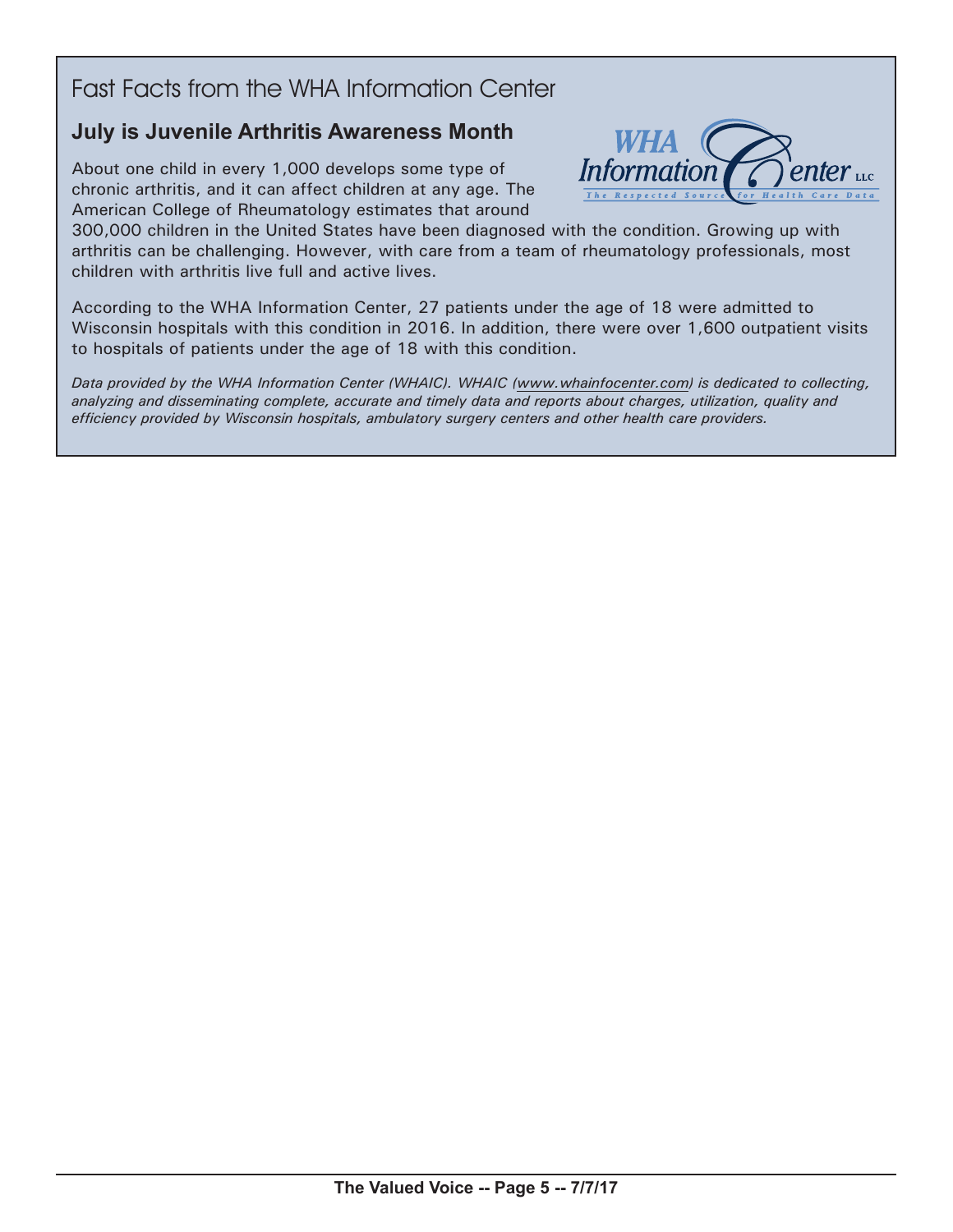## Fast Facts from the WHA Information Center

### July is Juvenile Arthritis Awareness Month

About one child in every 1,000 develops some type of chronic arthritis, and it can affect children at any age. The American College of Rheumatology estimates that around 300,000 children in the United States have been diagnosed with the condition. Growing up with arthritis can be challenging. However, with care from a team of rheumatology professionals, most children with arthritis live full and active lives.

According to the WHA Information Center, 27 patients under the age of 18 were admitted to Wisconsin hospitals with this condition in 2016. In addition, there were over 1,600 outpatient visits to hospitals of patients under the age of 18 with this condition.

*Data provided by the WHA Information Center (WHAIC). WHAIC (www.whainfocenter.com) is dedicated to collecting, analyzing and disseminating complete, accurate and timely data and reports about charges, utilization, quality and efficiency provided by Wisconsin hospitals, ambulatory surgery centers and other health care providers.*